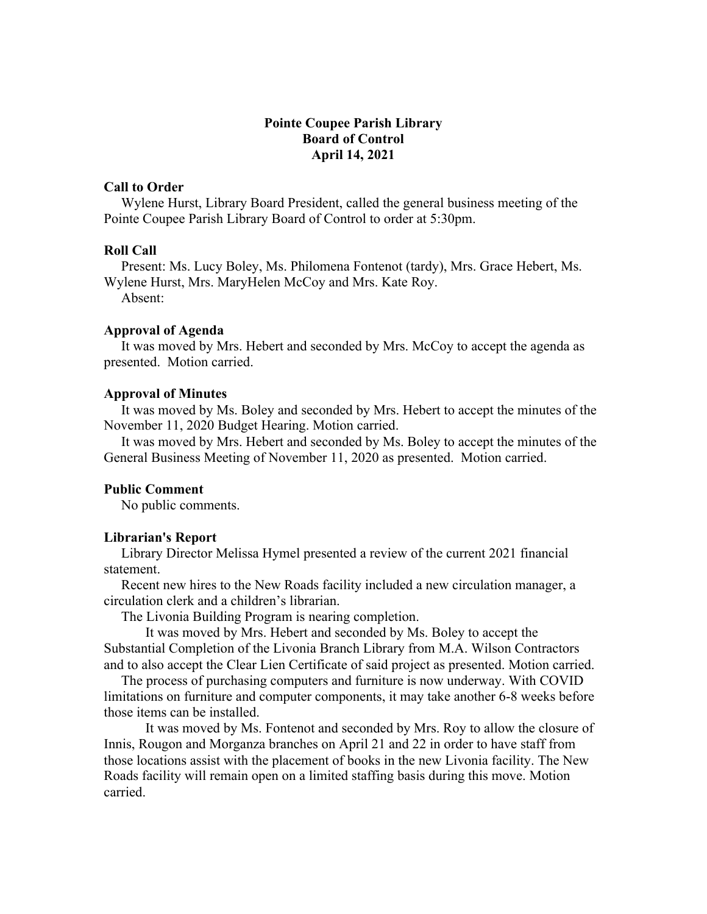**Pointe Coupee Parish Library**
**Board of Control**
**April 14, 2021**

**Call to Order**

Wylene Hurst, Library Board President, called the general business meeting of the Pointe Coupee Parish Library Board of Control to order at 5:30pm.

**Roll Call**

Present: Ms. Lucy Boley, Ms. Philomena Fontenot (tardy), Mrs. Grace Hebert, Ms. Wylene Hurst, Mrs. MaryHelen McCoy and Mrs. Kate Roy.

Absent:

**Approval of Agenda**

It was moved by Mrs. Hebert and seconded by Mrs. McCoy to accept the agenda as presented. Motion carried.

**Approval of Minutes**

It was moved by Ms. Boley and seconded by Mrs. Hebert to accept the minutes of the November 11, 2020 Budget Hearing. Motion carried.

It was moved by Mrs. Hebert and seconded by Ms. Boley to accept the minutes of the General Business Meeting of November 11, 2020 as presented. Motion carried.

**Public Comment**

No public comments.

**Librarian's Report**

Library Director Melissa Hymel presented a review of the current 2021 financial statement.

Recent new hires to the New Roads facility included a new circulation manager, a circulation clerk and a children's librarian.

The Livonia Building Program is nearing completion.

It was moved by Mrs. Hebert and seconded by Ms. Boley to accept the Substantial Completion of the Livonia Branch Library from M.A. Wilson Contractors and to also accept the Clear Lien Certificate of said project as presented. Motion carried.

The process of purchasing computers and furniture is now underway. With COVID limitations on furniture and computer components, it may take another 6-8 weeks before those items can be installed.

It was moved by Ms. Fontenot and seconded by Mrs. Roy to allow the closure of Innis, Rougon and Morganza branches on April 21 and 22 in order to have staff from those locations assist with the placement of books in the new Livonia facility. The New Roads facility will remain open on a limited staffing basis during this move. Motion carried.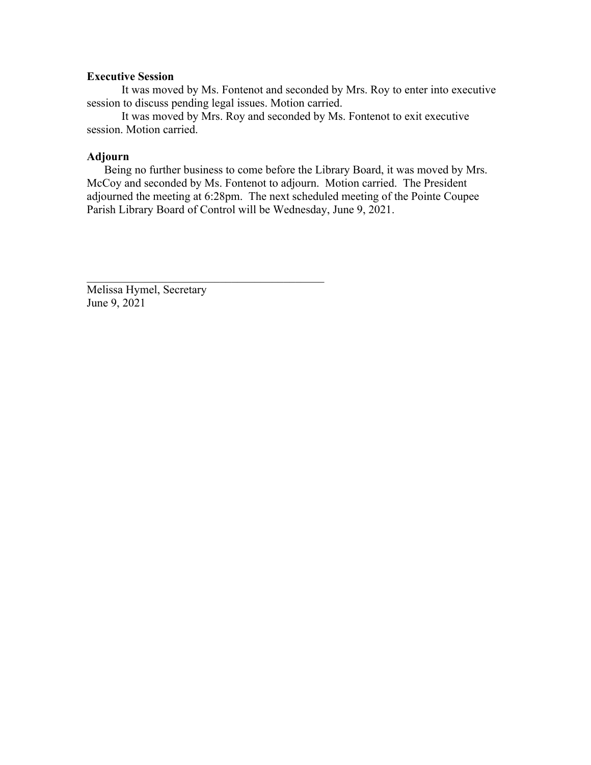**Executive Session**

It was moved by Ms. Fontenot and seconded by Mrs. Roy to enter into executive session to discuss pending legal issues. Motion carried.

It was moved by Mrs. Roy and seconded by Ms. Fontenot to exit executive session. Motion carried.

**Adjourn**

Being no further business to come before the Library Board, it was moved by Mrs. McCoy and seconded by Ms. Fontenot to adjourn. Motion carried. The President adjourned the meeting at 6:28pm. The next scheduled meeting of the Pointe Coupee Parish Library Board of Control will be Wednesday, June 9, 2021.

\_\_\_\_\_\_\_\_\_\_\_\_\_\_\_\_\_\_\_\_\_\_\_\_\_\_\_\_\_\_\_\_\_\_\_\_\_\_\_\_\_\_

Melissa Hymel, Secretary
June 9, 2021